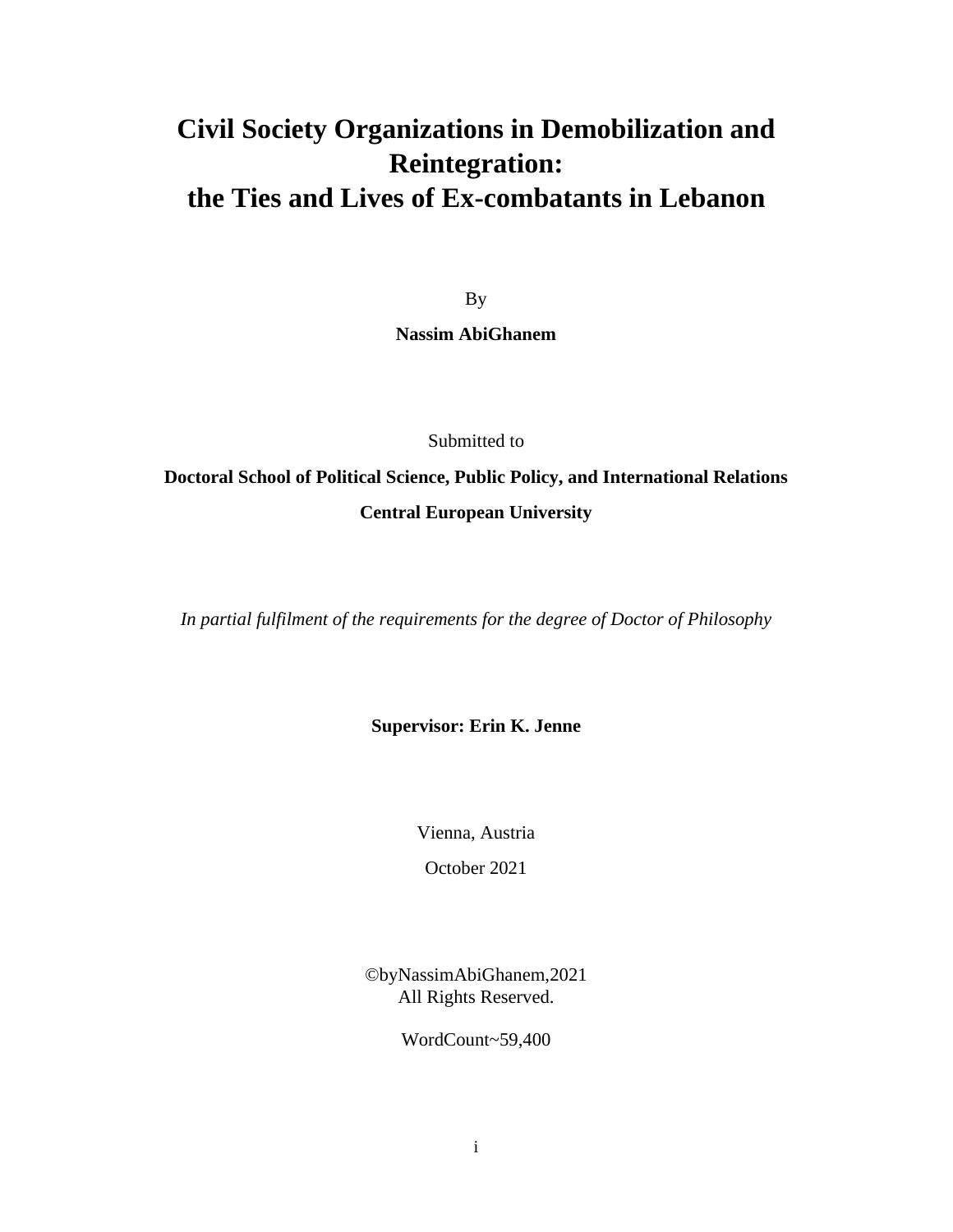# Civil Society Organizations in Demobilization and Reintegration: the Ties and Lives of Ex-combatants in Lebanon

By

**Nassim AbiGhanem**

Submitted to

**Doctoral School of Political Science, Public Policy, and International Relations**

**Central European University**

*In partial fulfilment of the requirements for the degree of Doctor of Philosophy*

**Supervisor: Erin K. Jenne**

Vienna, Austria

October 2021

©byNassimAbiGhanem,2021
All Rights Reserved.

WordCount~59,400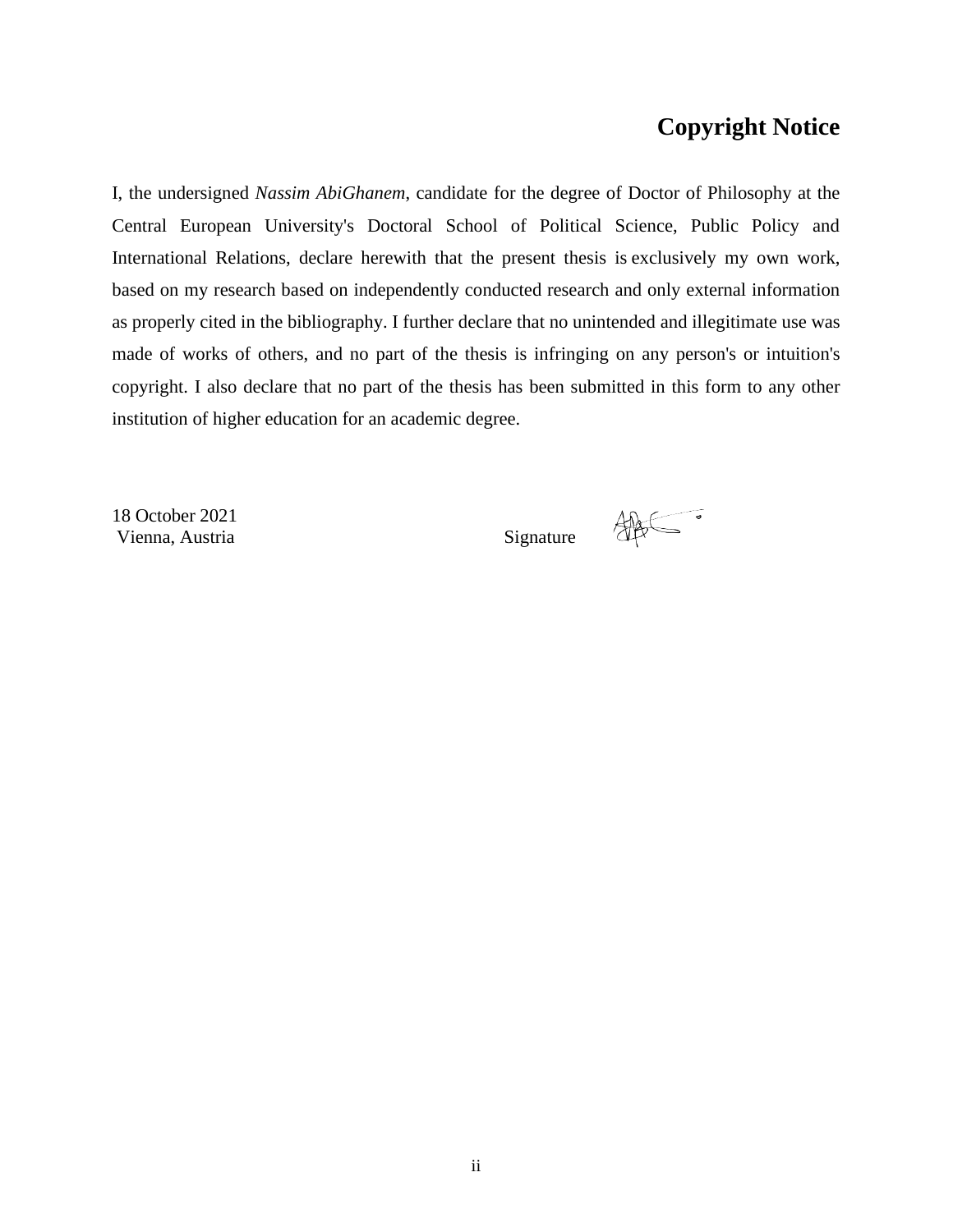# Copyright Notice

I, the undersigned *Nassim AbiGhanem*, candidate for the degree of Doctor of Philosophy at the Central European University's Doctoral School of Political Science, Public Policy and International Relations, declare herewith that the present thesis is exclusively my own work, based on my research based on independently conducted research and only external information as properly cited in the bibliography. I further declare that no unintended and illegitimate use was made of works of others, and no part of the thesis is infringing on any person's or intuition's copyright. I also declare that no part of the thesis has been submitted in this form to any other institution of higher education for an academic degree.

18 October 2021
Vienna, Austria

Signature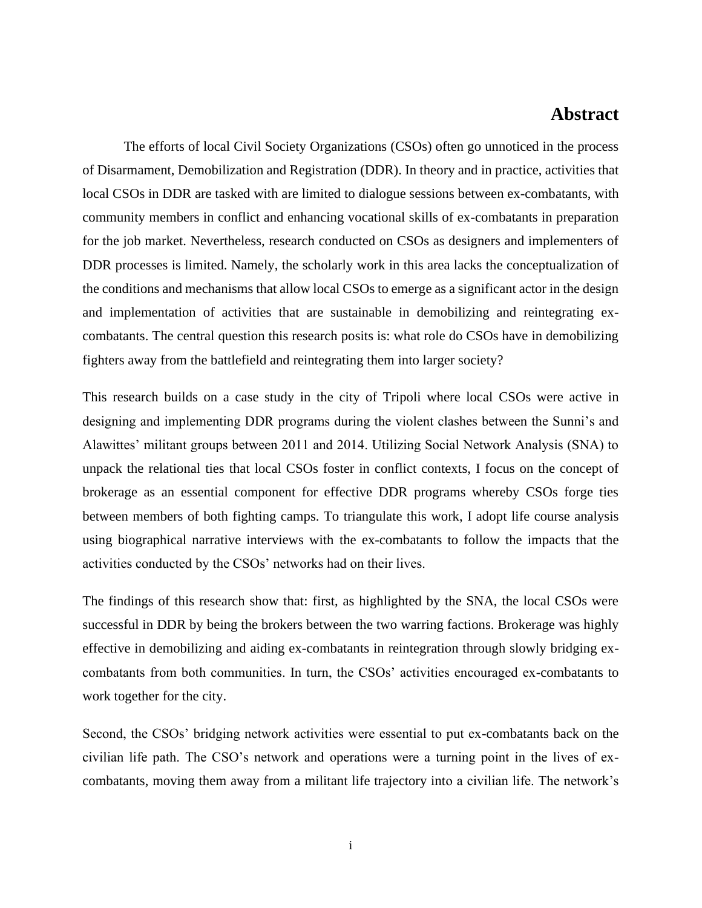# Abstract

The efforts of local Civil Society Organizations (CSOs) often go unnoticed in the process of Disarmament, Demobilization and Registration (DDR). In theory and in practice, activities that local CSOs in DDR are tasked with are limited to dialogue sessions between ex-combatants, with community members in conflict and enhancing vocational skills of ex-combatants in preparation for the job market. Nevertheless, research conducted on CSOs as designers and implementers of DDR processes is limited. Namely, the scholarly work in this area lacks the conceptualization of the conditions and mechanisms that allow local CSOs to emerge as a significant actor in the design and implementation of activities that are sustainable in demobilizing and reintegrating ex-combatants. The central question this research posits is: what role do CSOs have in demobilizing fighters away from the battlefield and reintegrating them into larger society?

This research builds on a case study in the city of Tripoli where local CSOs were active in designing and implementing DDR programs during the violent clashes between the Sunni's and Alawittes' militant groups between 2011 and 2014. Utilizing Social Network Analysis (SNA) to unpack the relational ties that local CSOs foster in conflict contexts, I focus on the concept of brokerage as an essential component for effective DDR programs whereby CSOs forge ties between members of both fighting camps. To triangulate this work, I adopt life course analysis using biographical narrative interviews with the ex-combatants to follow the impacts that the activities conducted by the CSOs' networks had on their lives.

The findings of this research show that: first, as highlighted by the SNA, the local CSOs were successful in DDR by being the brokers between the two warring factions. Brokerage was highly effective in demobilizing and aiding ex-combatants in reintegration through slowly bridging ex-combatants from both communities. In turn, the CSOs' activities encouraged ex-combatants to work together for the city.

Second, the CSOs' bridging network activities were essential to put ex-combatants back on the civilian life path. The CSO's network and operations were a turning point in the lives of ex-combatants, moving them away from a militant life trajectory into a civilian life. The network's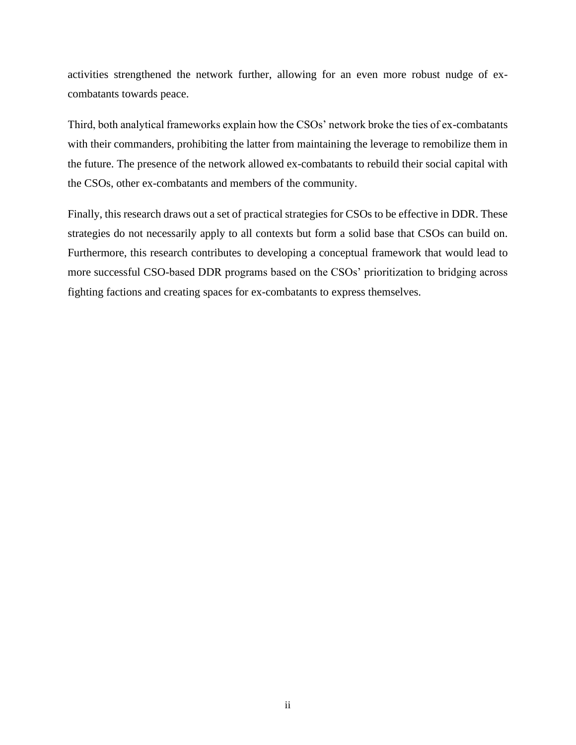activities strengthened the network further, allowing for an even more robust nudge of ex-combatants towards peace.

Third, both analytical frameworks explain how the CSOs' network broke the ties of ex-combatants with their commanders, prohibiting the latter from maintaining the leverage to remobilize them in the future. The presence of the network allowed ex-combatants to rebuild their social capital with the CSOs, other ex-combatants and members of the community.

Finally, this research draws out a set of practical strategies for CSOs to be effective in DDR. These strategies do not necessarily apply to all contexts but form a solid base that CSOs can build on. Furthermore, this research contributes to developing a conceptual framework that would lead to more successful CSO-based DDR programs based on the CSOs' prioritization to bridging across fighting factions and creating spaces for ex-combatants to express themselves.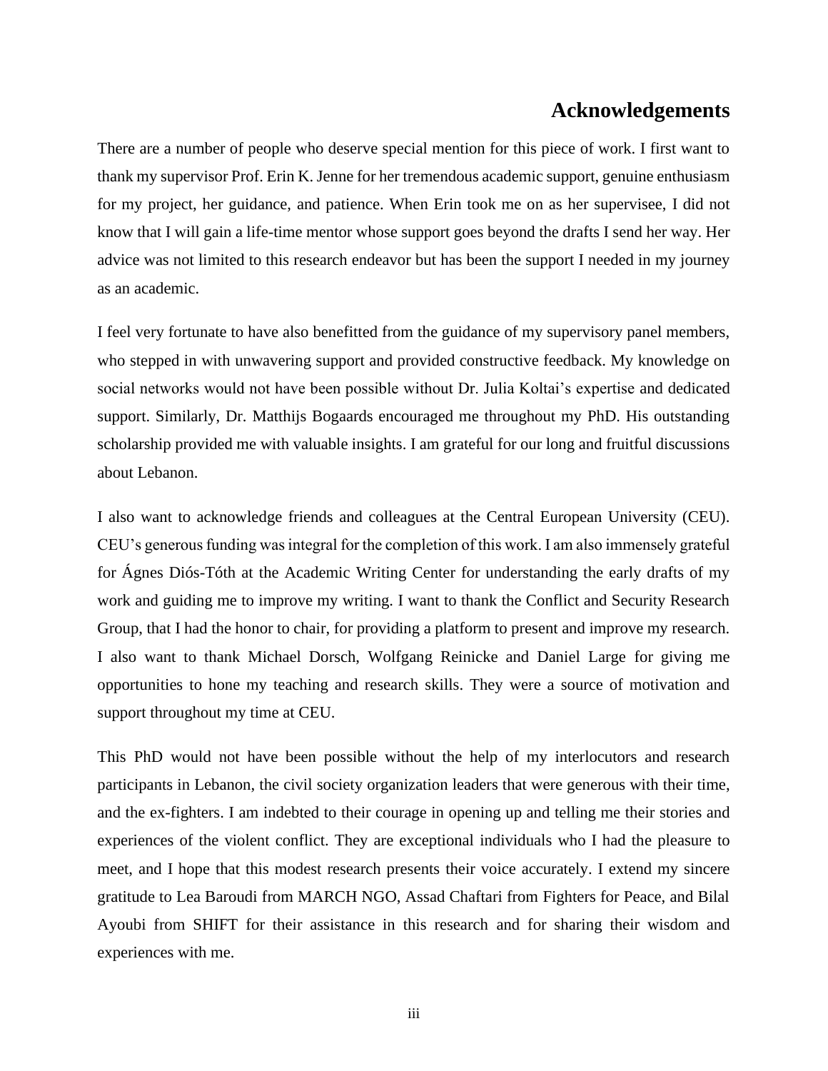# Acknowledgements

There are a number of people who deserve special mention for this piece of work. I first want to thank my supervisor Prof. Erin K. Jenne for her tremendous academic support, genuine enthusiasm for my project, her guidance, and patience. When Erin took me on as her supervisee, I did not know that I will gain a life-time mentor whose support goes beyond the drafts I send her way. Her advice was not limited to this research endeavor but has been the support I needed in my journey as an academic.

I feel very fortunate to have also benefitted from the guidance of my supervisory panel members, who stepped in with unwavering support and provided constructive feedback. My knowledge on social networks would not have been possible without Dr. Julia Koltai's expertise and dedicated support. Similarly, Dr. Matthijs Bogaards encouraged me throughout my PhD. His outstanding scholarship provided me with valuable insights. I am grateful for our long and fruitful discussions about Lebanon.

I also want to acknowledge friends and colleagues at the Central European University (CEU). CEU's generous funding was integral for the completion of this work. I am also immensely grateful for Ágnes Diós-Tóth at the Academic Writing Center for understanding the early drafts of my work and guiding me to improve my writing. I want to thank the Conflict and Security Research Group, that I had the honor to chair, for providing a platform to present and improve my research. I also want to thank Michael Dorsch, Wolfgang Reinicke and Daniel Large for giving me opportunities to hone my teaching and research skills. They were a source of motivation and support throughout my time at CEU.

This PhD would not have been possible without the help of my interlocutors and research participants in Lebanon, the civil society organization leaders that were generous with their time, and the ex-fighters. I am indebted to their courage in opening up and telling me their stories and experiences of the violent conflict. They are exceptional individuals who I had the pleasure to meet, and I hope that this modest research presents their voice accurately. I extend my sincere gratitude to Lea Baroudi from MARCH NGO, Assad Chaftari from Fighters for Peace, and Bilal Ayoubi from SHIFT for their assistance in this research and for sharing their wisdom and experiences with me.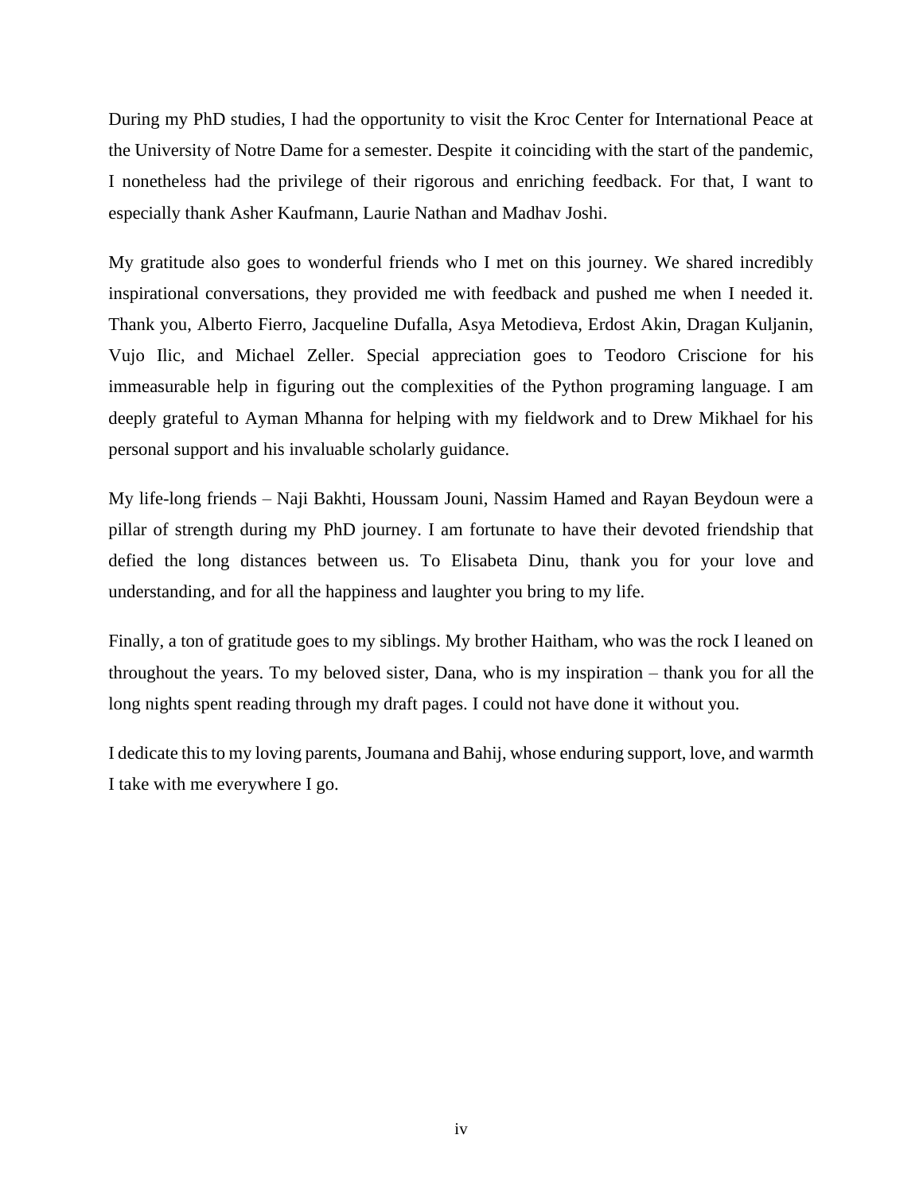During my PhD studies, I had the opportunity to visit the Kroc Center for International Peace at the University of Notre Dame for a semester. Despite it coinciding with the start of the pandemic, I nonetheless had the privilege of their rigorous and enriching feedback. For that, I want to especially thank Asher Kaufmann, Laurie Nathan and Madhav Joshi.

My gratitude also goes to wonderful friends who I met on this journey. We shared incredibly inspirational conversations, they provided me with feedback and pushed me when I needed it. Thank you, Alberto Fierro, Jacqueline Dufalla, Asya Metodieva, Erdost Akin, Dragan Kuljanin, Vujo Ilic, and Michael Zeller. Special appreciation goes to Teodoro Criscione for his immeasurable help in figuring out the complexities of the Python programing language. I am deeply grateful to Ayman Mhanna for helping with my fieldwork and to Drew Mikhael for his personal support and his invaluable scholarly guidance.

My life-long friends – Naji Bakhti, Houssam Jouni, Nassim Hamed and Rayan Beydoun were a pillar of strength during my PhD journey. I am fortunate to have their devoted friendship that defied the long distances between us. To Elisabeta Dinu, thank you for your love and understanding, and for all the happiness and laughter you bring to my life.

Finally, a ton of gratitude goes to my siblings. My brother Haitham, who was the rock I leaned on throughout the years. To my beloved sister, Dana, who is my inspiration – thank you for all the long nights spent reading through my draft pages. I could not have done it without you.

I dedicate this to my loving parents, Joumana and Bahij, whose enduring support, love, and warmth I take with me everywhere I go.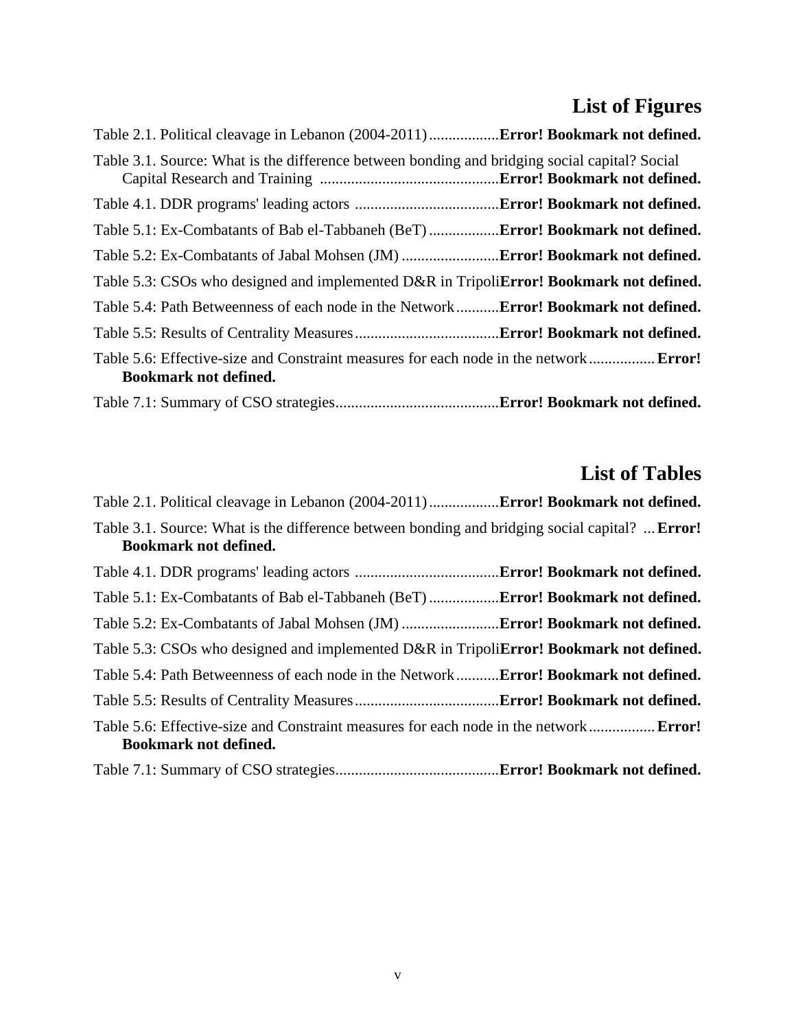# List of Figures

Table 2.1. Political cleavage in Lebanon (2004-2011) .................. **Error! Bookmark not defined.**

Table 3.1. Source: What is the difference between bonding and bridging social capital? Social Capital Research and Training .............................................. **Error! Bookmark not defined.**

Table 4.1. DDR programs' leading actors ..................................... **Error! Bookmark not defined.**

Table 5.1: Ex-Combatants of Bab el-Tabbaneh (BeT) .................. **Error! Bookmark not defined.**

Table 5.2: Ex-Combatants of Jabal Mohsen (JM) ......................... **Error! Bookmark not defined.**

Table 5.3: CSOs who designed and implemented D&R in Tripoli **Error! Bookmark not defined.**

Table 5.4: Path Betweenness of each node in the Network ........... **Error! Bookmark not defined.**

Table 5.5: Results of Centrality Measures ..................................... **Error! Bookmark not defined.**

Table 5.6: Effective-size and Constraint measures for each node in the network ................. **Error! Bookmark not defined.**

Table 7.1: Summary of CSO strategies .......................................... **Error! Bookmark not defined.**

# List of Tables

Table 2.1. Political cleavage in Lebanon (2004-2011) .................. **Error! Bookmark not defined.**

Table 3.1. Source: What is the difference between bonding and bridging social capital? ... **Error! Bookmark not defined.**

Table 4.1. DDR programs' leading actors ..................................... **Error! Bookmark not defined.**

Table 5.1: Ex-Combatants of Bab el-Tabbaneh (BeT) .................. **Error! Bookmark not defined.**

Table 5.2: Ex-Combatants of Jabal Mohsen (JM) ......................... **Error! Bookmark not defined.**

Table 5.3: CSOs who designed and implemented D&R in Tripoli **Error! Bookmark not defined.**

Table 5.4: Path Betweenness of each node in the Network ........... **Error! Bookmark not defined.**

Table 5.5: Results of Centrality Measures ..................................... **Error! Bookmark not defined.**

Table 5.6: Effective-size and Constraint measures for each node in the network ................. **Error! Bookmark not defined.**

Table 7.1: Summary of CSO strategies .......................................... **Error! Bookmark not defined.**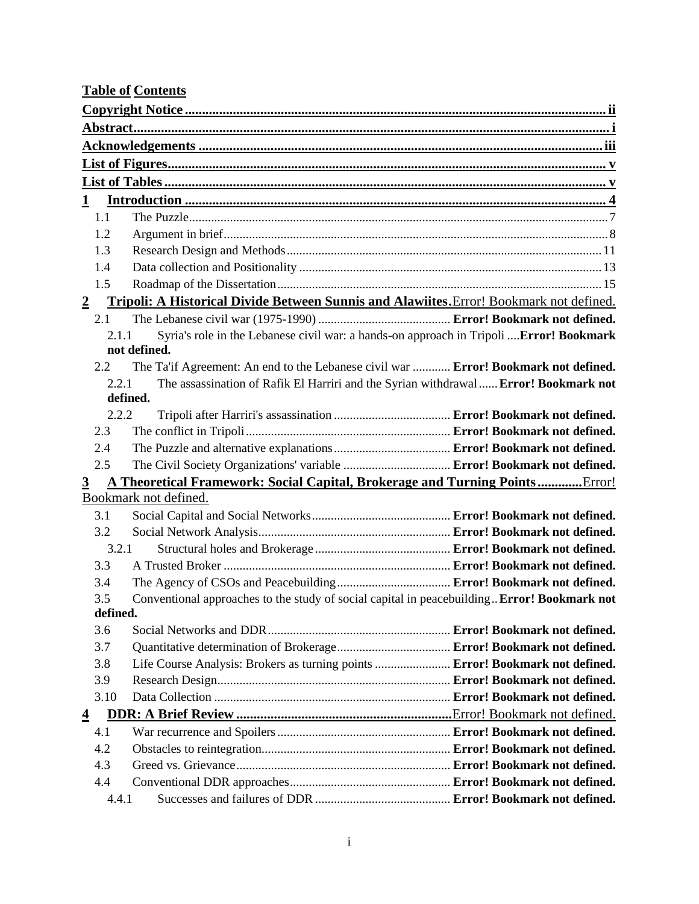**Table of Contents**

**Copyright Notice** ii

**Abstract** i

**Acknowledgements** iii

**List of Figures** v

**List of Tables** v

**1 Introduction** 4

- 1.1 The Puzzle 7
- 1.2 Argument in brief 8
- 1.3 Research Design and Methods 11
- 1.4 Data collection and Positionality 13
- 1.5 Roadmap of the Dissertation 15

**2 Tripoli: A Historical Divide Between Sunnis and Alawiites.** Error! Bookmark not defined.

- 2.1 The Lebanese civil war (1975-1990) **Error! Bookmark not defined.**
  - 2.1.1 Syria's role in the Lebanese civil war: a hands-on approach in Tripoli **Error! Bookmark not defined.**
- 2.2 The Ta'if Agreement: An end to the Lebanese civil war **Error! Bookmark not defined.**
  - 2.2.1 The assassination of Rafik El Harriri and the Syrian withdrawal **Error! Bookmark not defined.**
  - 2.2.2 Tripoli after Harriri's assassination **Error! Bookmark not defined.**
- 2.3 The conflict in Tripoli **Error! Bookmark not defined.**
- 2.4 The Puzzle and alternative explanations **Error! Bookmark not defined.**
- 2.5 The Civil Society Organizations' variable **Error! Bookmark not defined.**

**3 A Theoretical Framework: Social Capital, Brokerage and Turning Points** Error! Bookmark not defined.

- 3.1 Social Capital and Social Networks **Error! Bookmark not defined.**
- 3.2 Social Network Analysis **Error! Bookmark not defined.**
  - 3.2.1 Structural holes and Brokerage **Error! Bookmark not defined.**
- 3.3 A Trusted Broker **Error! Bookmark not defined.**
- 3.4 The Agency of CSOs and Peacebuilding **Error! Bookmark not defined.**
- 3.5 Conventional approaches to the study of social capital in peacebuilding **Error! Bookmark not defined.**
- 3.6 Social Networks and DDR **Error! Bookmark not defined.**
- 3.7 Quantitative determination of Brokerage **Error! Bookmark not defined.**
- 3.8 Life Course Analysis: Brokers as turning points **Error! Bookmark not defined.**
- 3.9 Research Design **Error! Bookmark not defined.**
- 3.10 Data Collection **Error! Bookmark not defined.**

**4 DDR: A Brief Review** Error! Bookmark not defined.

- 4.1 War recurrence and Spoilers **Error! Bookmark not defined.**
- 4.2 Obstacles to reintegration **Error! Bookmark not defined.**
- 4.3 Greed vs. Grievance **Error! Bookmark not defined.**
- 4.4 Conventional DDR approaches **Error! Bookmark not defined.**
  - 4.4.1 Successes and failures of DDR **Error! Bookmark not defined.**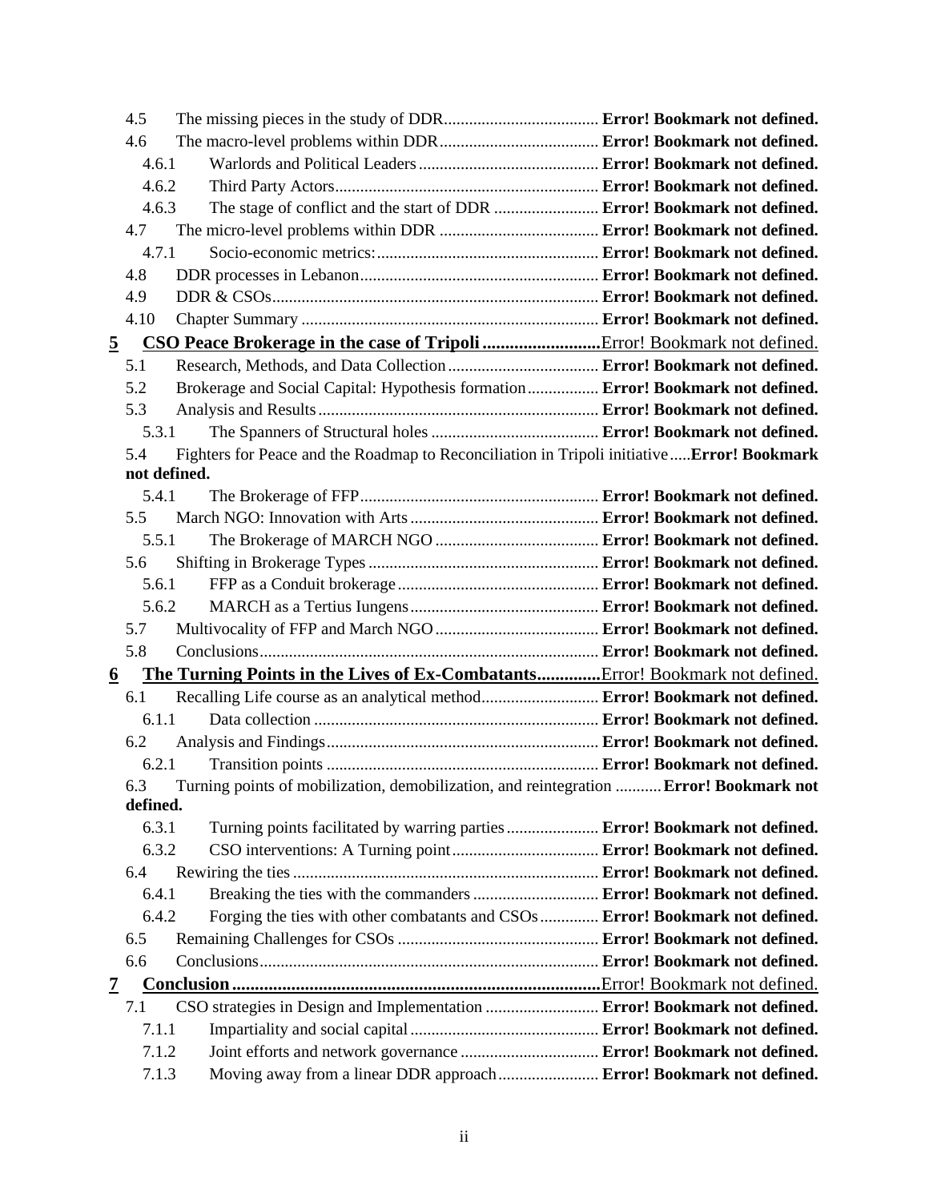4.5 The missing pieces in the study of DDR..................................... **Error! Bookmark not defined.**

4.6 The macro-level problems within DDR...................................... **Error! Bookmark not defined.**

4.6.1 Warlords and Political Leaders........................................... **Error! Bookmark not defined.**

4.6.2 Third Party Actors.............................................................. **Error! Bookmark not defined.**

4.6.3 The stage of conflict and the start of DDR ......................... **Error! Bookmark not defined.**

4.7 The micro-level problems within DDR ...................................... **Error! Bookmark not defined.**

4.7.1 Socio-economic metrics:..................................................... **Error! Bookmark not defined.**

4.8 DDR processes in Lebanon......................................................... **Error! Bookmark not defined.**

4.9 DDR & CSOs.............................................................................. **Error! Bookmark not defined.**

4.10 Chapter Summary ...................................................................... **Error! Bookmark not defined.**

**5 CSO Peace Brokerage in the case of Tripoli ..........................**Error! Bookmark not defined.

5.1 Research, Methods, and Data Collection.................................... **Error! Bookmark not defined.**

5.2 Brokerage and Social Capital: Hypothesis formation................. **Error! Bookmark not defined.**

5.3 Analysis and Results................................................................... **Error! Bookmark not defined.**

5.3.1 The Spanners of Structural holes ........................................ **Error! Bookmark not defined.**

5.4 Fighters for Peace and the Roadmap to Reconciliation in Tripoli initiative.....**Error! Bookmark not defined.**

5.4.1 The Brokerage of FFP......................................................... **Error! Bookmark not defined.**

5.5 March NGO: Innovation with Arts............................................. **Error! Bookmark not defined.**

5.5.1 The Brokerage of MARCH NGO ....................................... **Error! Bookmark not defined.**

5.6 Shifting in Brokerage Types....................................................... **Error! Bookmark not defined.**

5.6.1 FFP as a Conduit brokerage................................................ **Error! Bookmark not defined.**

5.6.2 MARCH as a Tertius Iungens............................................. **Error! Bookmark not defined.**

5.7 Multivocality of FFP and March NGO....................................... **Error! Bookmark not defined.**

5.8 Conclusions................................................................................. **Error! Bookmark not defined.**

**6 The Turning Points in the Lives of Ex-Combatants.............**Error! Bookmark not defined.

6.1 Recalling Life course as an analytical method............................ **Error! Bookmark not defined.**

6.1.1 Data collection .................................................................... **Error! Bookmark not defined.**

6.2 Analysis and Findings................................................................. **Error! Bookmark not defined.**

6.2.1 Transition points ................................................................. **Error! Bookmark not defined.**

6.3 Turning points of mobilization, demobilization, and reintegration ...........**Error! Bookmark not defined.**

6.3.1 Turning points facilitated by warring parties...................... **Error! Bookmark not defined.**

6.3.2 CSO interventions: A Turning point................................... **Error! Bookmark not defined.**

6.4 Rewiring the ties......................................................................... **Error! Bookmark not defined.**

6.4.1 Breaking the ties with the commanders .............................. **Error! Bookmark not defined.**

6.4.2 Forging the ties with other combatants and CSOs.............. **Error! Bookmark not defined.**

6.5 Remaining Challenges for CSOs ................................................ **Error! Bookmark not defined.**

6.6 Conclusions................................................................................. **Error! Bookmark not defined.**

**7 Conclusion..................................................................................**Error! Bookmark not defined.

7.1 CSO strategies in Design and Implementation ........................... **Error! Bookmark not defined.**

7.1.1 Impartiality and social capital............................................. **Error! Bookmark not defined.**

7.1.2 Joint efforts and network governance ................................. **Error! Bookmark not defined.**

7.1.3 Moving away from a linear DDR approach........................ **Error! Bookmark not defined.**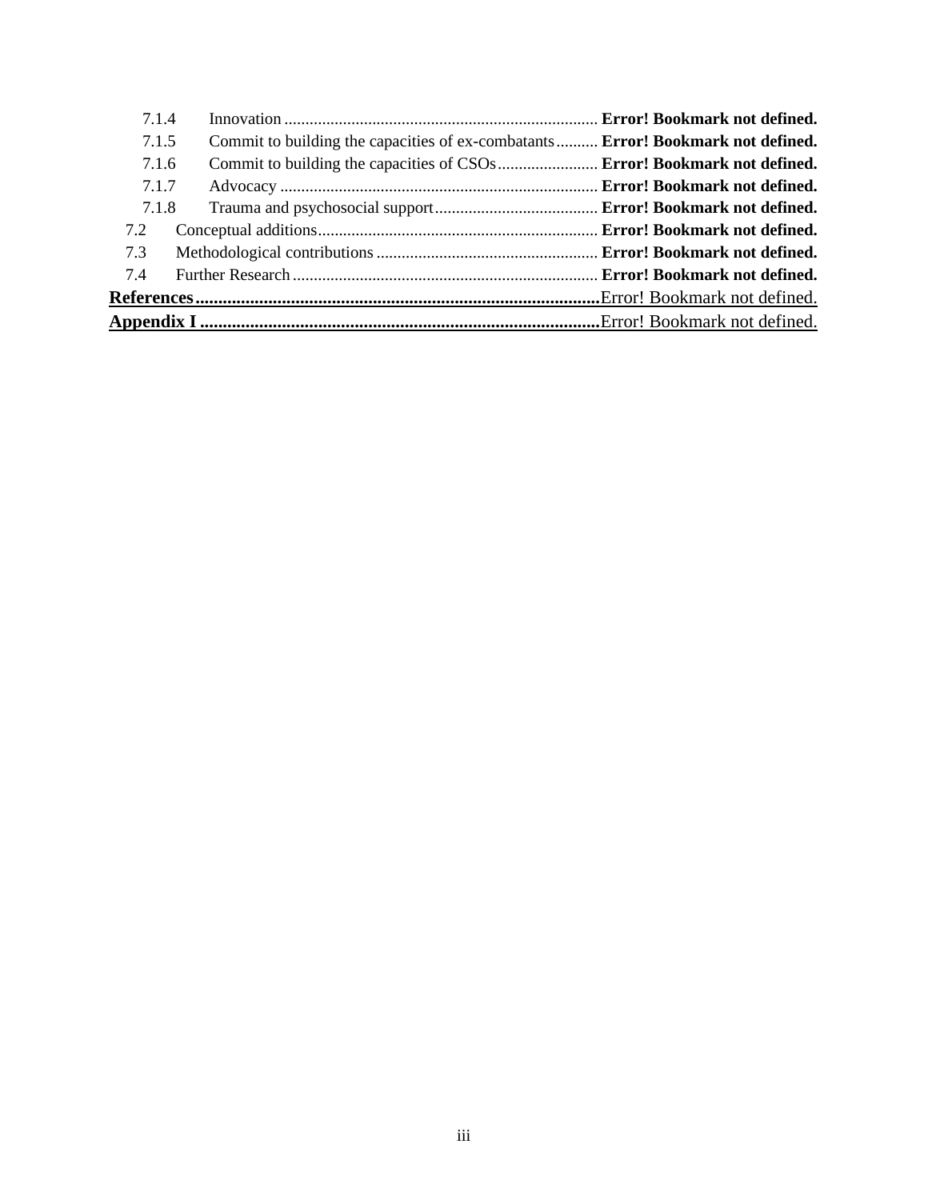7.1.4 Innovation ........................................................................... **Error! Bookmark not defined.**
7.1.5 Commit to building the capacities of ex-combatants.......... **Error! Bookmark not defined.**
7.1.6 Commit to building the capacities of CSOs........................ **Error! Bookmark not defined.**
7.1.7 Advocacy ............................................................................ **Error! Bookmark not defined.**
7.1.8 Trauma and psychosocial support....................................... **Error! Bookmark not defined.**
7.2 Conceptual additions................................................................... **Error! Bookmark not defined.**
7.3 Methodological contributions ..................................................... **Error! Bookmark not defined.**
7.4 Further Research ......................................................................... **Error! Bookmark not defined.**

**References**.........................................................................................Error! Bookmark not defined.

**Appendix I** .......................................................................................Error! Bookmark not defined.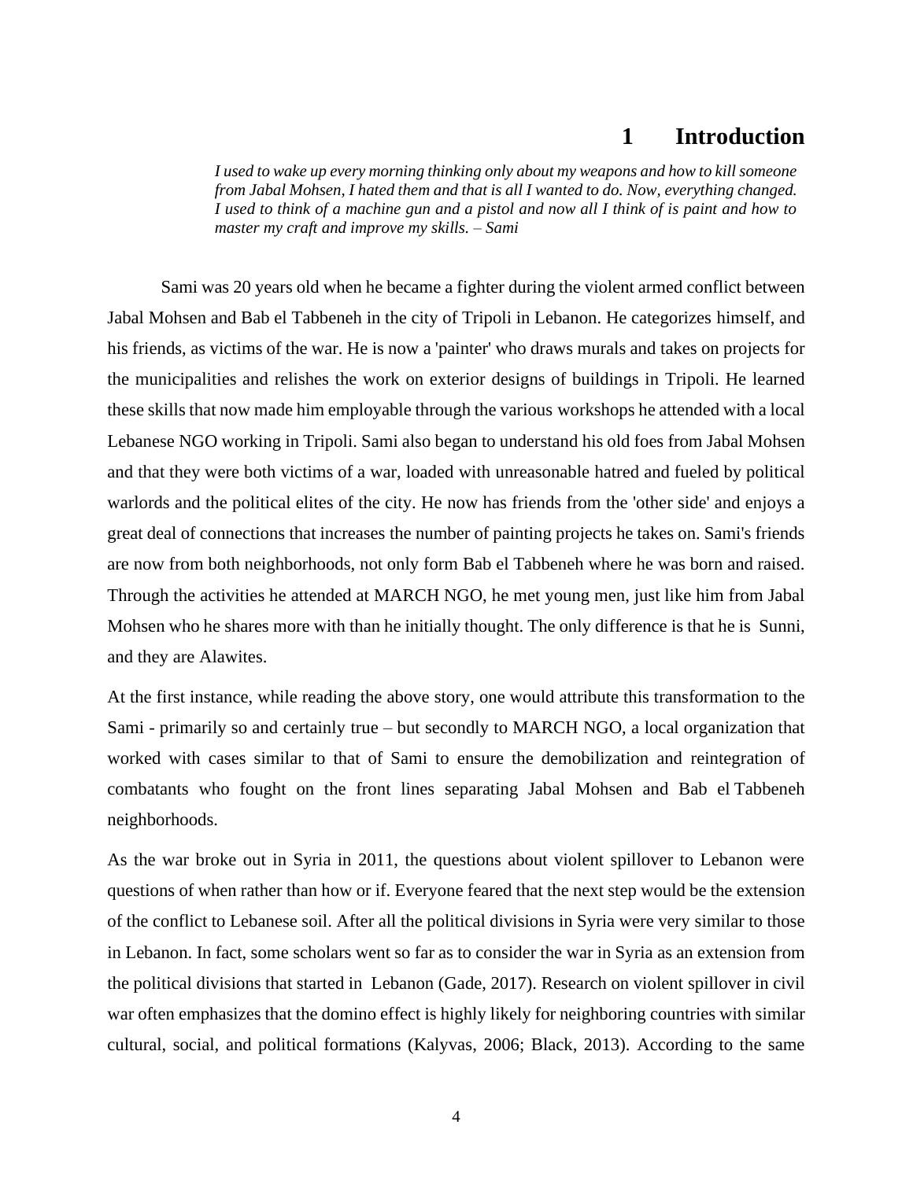# 1 Introduction

> *I used to wake up every morning thinking only about my weapons and how to kill someone from Jabal Mohsen, I hated them and that is all I wanted to do. Now, everything changed. I used to think of a machine gun and a pistol and now all I think of is paint and how to master my craft and improve my skills. – Sami*

Sami was 20 years old when he became a fighter during the violent armed conflict between Jabal Mohsen and Bab el Tabbeneh in the city of Tripoli in Lebanon. He categorizes himself, and his friends, as victims of the war. He is now a 'painter' who draws murals and takes on projects for the municipalities and relishes the work on exterior designs of buildings in Tripoli. He learned these skills that now made him employable through the various workshops he attended with a local Lebanese NGO working in Tripoli. Sami also began to understand his old foes from Jabal Mohsen and that they were both victims of a war, loaded with unreasonable hatred and fueled by political warlords and the political elites of the city. He now has friends from the 'other side' and enjoys a great deal of connections that increases the number of painting projects he takes on. Sami's friends are now from both neighborhoods, not only form Bab el Tabbeneh where he was born and raised. Through the activities he attended at MARCH NGO, he met young men, just like him from Jabal Mohsen who he shares more with than he initially thought. The only difference is that he is Sunni, and they are Alawites.

At the first instance, while reading the above story, one would attribute this transformation to the Sami - primarily so and certainly true – but secondly to MARCH NGO, a local organization that worked with cases similar to that of Sami to ensure the demobilization and reintegration of combatants who fought on the front lines separating Jabal Mohsen and Bab el Tabbeneh neighborhoods.

As the war broke out in Syria in 2011, the questions about violent spillover to Lebanon were questions of when rather than how or if. Everyone feared that the next step would be the extension of the conflict to Lebanese soil. After all the political divisions in Syria were very similar to those in Lebanon. In fact, some scholars went so far as to consider the war in Syria as an extension from the political divisions that started in Lebanon (Gade, 2017). Research on violent spillover in civil war often emphasizes that the domino effect is highly likely for neighboring countries with similar cultural, social, and political formations (Kalyvas, 2006; Black, 2013). According to the same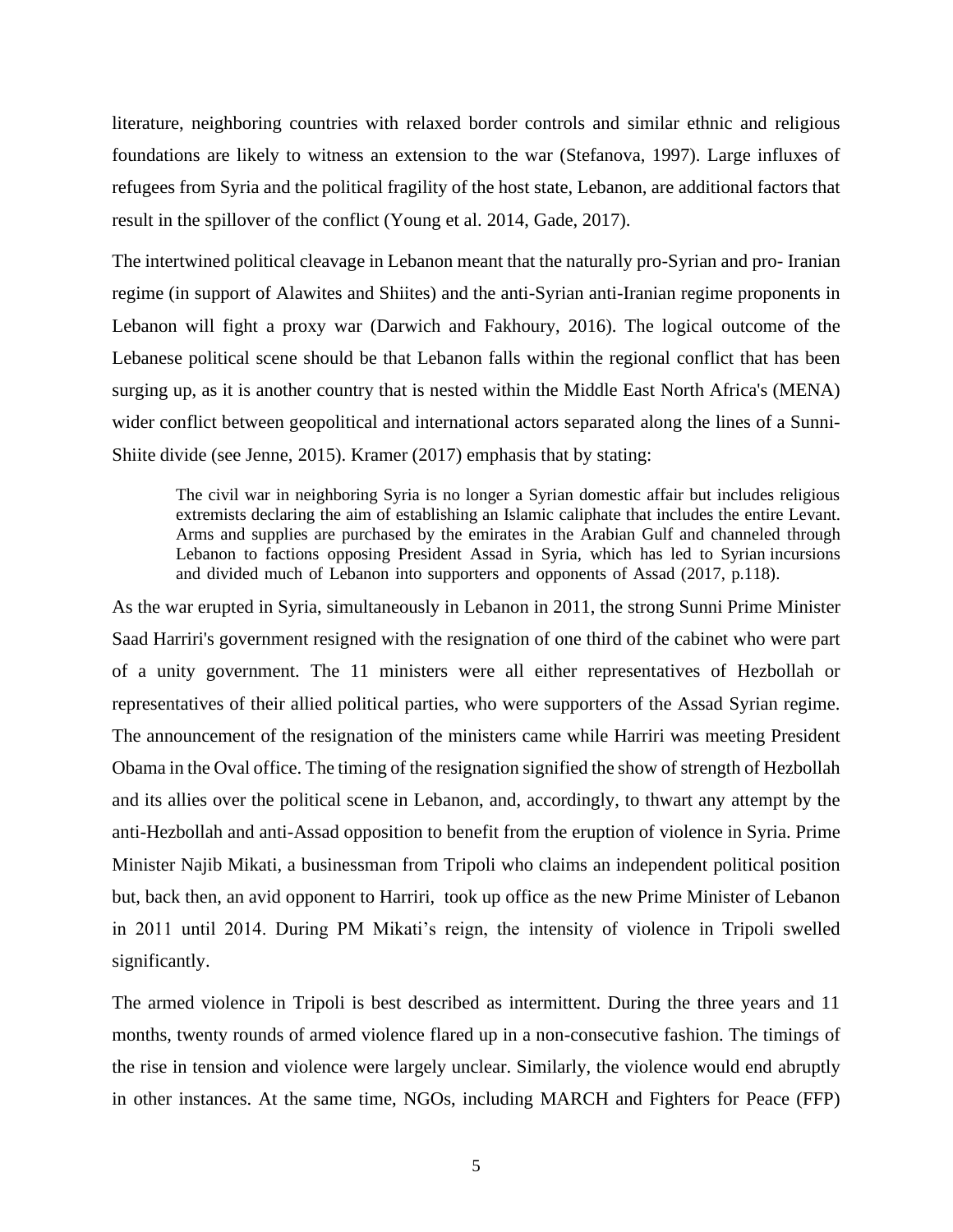literature, neighboring countries with relaxed border controls and similar ethnic and religious foundations are likely to witness an extension to the war (Stefanova, 1997). Large influxes of refugees from Syria and the political fragility of the host state, Lebanon, are additional factors that result in the spillover of the conflict (Young et al. 2014, Gade, 2017).

The intertwined political cleavage in Lebanon meant that the naturally pro-Syrian and pro- Iranian regime (in support of Alawites and Shiites) and the anti-Syrian anti-Iranian regime proponents in Lebanon will fight a proxy war (Darwich and Fakhoury, 2016). The logical outcome of the Lebanese political scene should be that Lebanon falls within the regional conflict that has been surging up, as it is another country that is nested within the Middle East North Africa's (MENA) wider conflict between geopolitical and international actors separated along the lines of a Sunni-Shiite divide (see Jenne, 2015). Kramer (2017) emphasis that by stating:

> The civil war in neighboring Syria is no longer a Syrian domestic affair but includes religious extremists declaring the aim of establishing an Islamic caliphate that includes the entire Levant. Arms and supplies are purchased by the emirates in the Arabian Gulf and channeled through Lebanon to factions opposing President Assad in Syria, which has led to Syrian incursions and divided much of Lebanon into supporters and opponents of Assad (2017, p.118).

As the war erupted in Syria, simultaneously in Lebanon in 2011, the strong Sunni Prime Minister Saad Harriri's government resigned with the resignation of one third of the cabinet who were part of a unity government. The 11 ministers were all either representatives of Hezbollah or representatives of their allied political parties, who were supporters of the Assad Syrian regime. The announcement of the resignation of the ministers came while Harriri was meeting President Obama in the Oval office. The timing of the resignation signified the show of strength of Hezbollah and its allies over the political scene in Lebanon, and, accordingly, to thwart any attempt by the anti-Hezbollah and anti-Assad opposition to benefit from the eruption of violence in Syria. Prime Minister Najib Mikati, a businessman from Tripoli who claims an independent political position but, back then, an avid opponent to Harriri, took up office as the new Prime Minister of Lebanon in 2011 until 2014. During PM Mikati's reign, the intensity of violence in Tripoli swelled significantly.

The armed violence in Tripoli is best described as intermittent. During the three years and 11 months, twenty rounds of armed violence flared up in a non-consecutive fashion. The timings of the rise in tension and violence were largely unclear. Similarly, the violence would end abruptly in other instances. At the same time, NGOs, including MARCH and Fighters for Peace (FFP)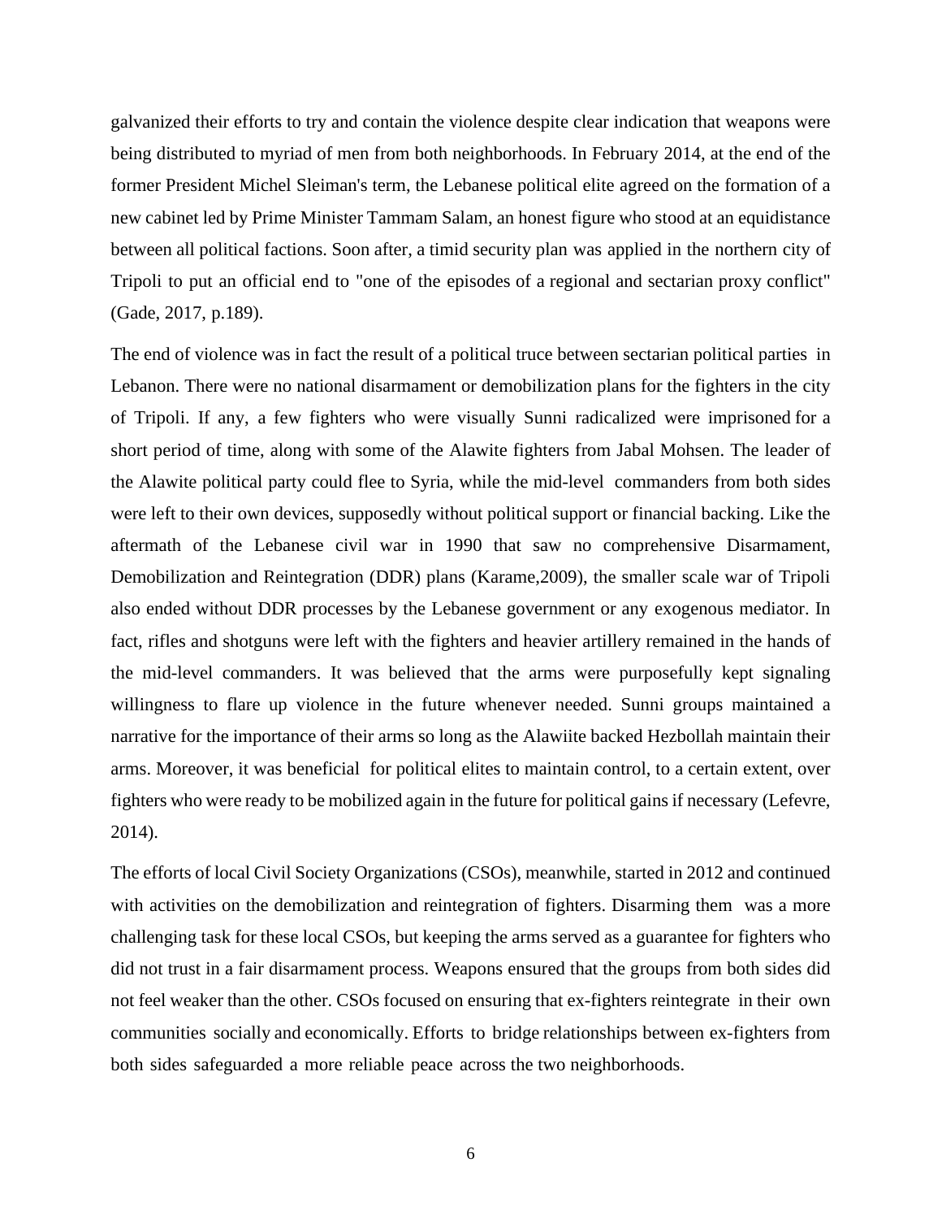galvanized their efforts to try and contain the violence despite clear indication that weapons were being distributed to myriad of men from both neighborhoods. In February 2014, at the end of the former President Michel Sleiman's term, the Lebanese political elite agreed on the formation of a new cabinet led by Prime Minister Tammam Salam, an honest figure who stood at an equidistance between all political factions. Soon after, a timid security plan was applied in the northern city of Tripoli to put an official end to "one of the episodes of a regional and sectarian proxy conflict" (Gade, 2017, p.189).

The end of violence was in fact the result of a political truce between sectarian political parties in Lebanon. There were no national disarmament or demobilization plans for the fighters in the city of Tripoli. If any, a few fighters who were visually Sunni radicalized were imprisoned for a short period of time, along with some of the Alawite fighters from Jabal Mohsen. The leader of the Alawite political party could flee to Syria, while the mid-level commanders from both sides were left to their own devices, supposedly without political support or financial backing. Like the aftermath of the Lebanese civil war in 1990 that saw no comprehensive Disarmament, Demobilization and Reintegration (DDR) plans (Karame,2009), the smaller scale war of Tripoli also ended without DDR processes by the Lebanese government or any exogenous mediator. In fact, rifles and shotguns were left with the fighters and heavier artillery remained in the hands of the mid-level commanders. It was believed that the arms were purposefully kept signaling willingness to flare up violence in the future whenever needed. Sunni groups maintained a narrative for the importance of their arms so long as the Alawiite backed Hezbollah maintain their arms. Moreover, it was beneficial for political elites to maintain control, to a certain extent, over fighters who were ready to be mobilized again in the future for political gains if necessary (Lefevre, 2014).

The efforts of local Civil Society Organizations (CSOs), meanwhile, started in 2012 and continued with activities on the demobilization and reintegration of fighters. Disarming them was a more challenging task for these local CSOs, but keeping the arms served as a guarantee for fighters who did not trust in a fair disarmament process. Weapons ensured that the groups from both sides did not feel weaker than the other. CSOs focused on ensuring that ex-fighters reintegrate in their own communities socially and economically. Efforts to bridge relationships between ex-fighters from both sides safeguarded a more reliable peace across the two neighborhoods.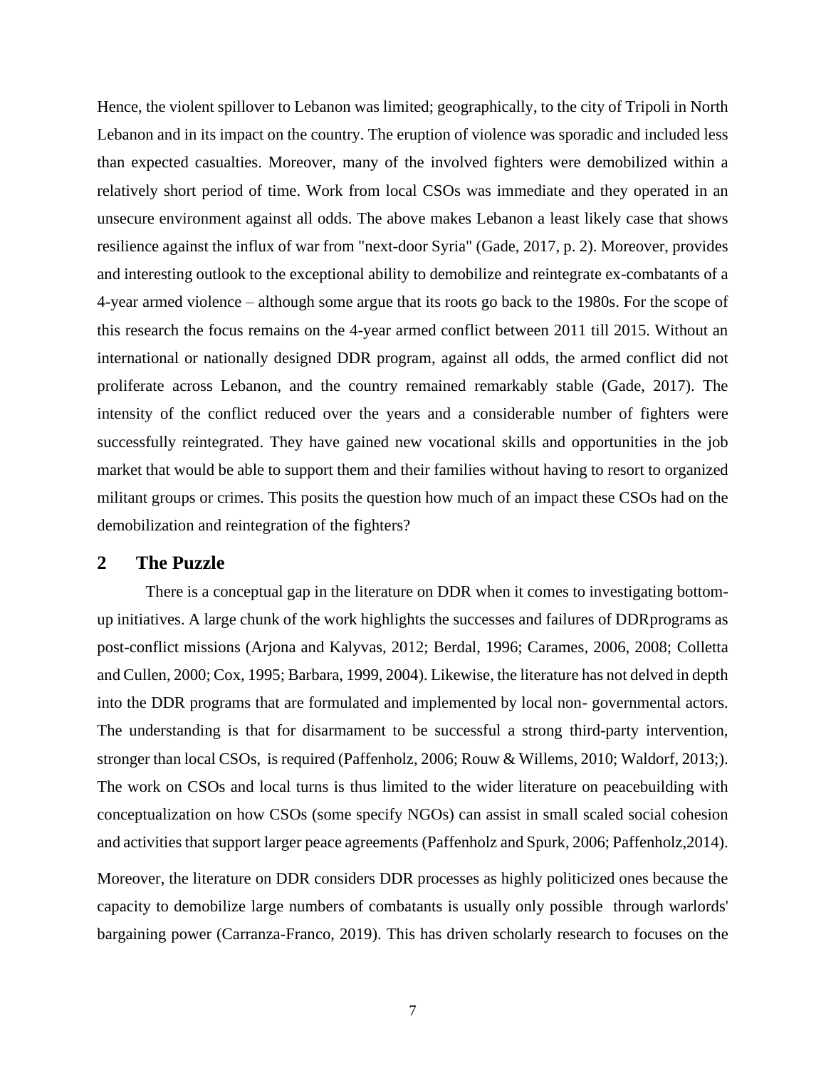Hence, the violent spillover to Lebanon was limited; geographically, to the city of Tripoli in North Lebanon and in its impact on the country. The eruption of violence was sporadic and included less than expected casualties. Moreover, many of the involved fighters were demobilized within a relatively short period of time. Work from local CSOs was immediate and they operated in an unsecure environment against all odds. The above makes Lebanon a least likely case that shows resilience against the influx of war from "next-door Syria" (Gade, 2017, p. 2). Moreover, provides and interesting outlook to the exceptional ability to demobilize and reintegrate ex-combatants of a 4-year armed violence – although some argue that its roots go back to the 1980s. For the scope of this research the focus remains on the 4-year armed conflict between 2011 till 2015. Without an international or nationally designed DDR program, against all odds, the armed conflict did not proliferate across Lebanon, and the country remained remarkably stable (Gade, 2017). The intensity of the conflict reduced over the years and a considerable number of fighters were successfully reintegrated. They have gained new vocational skills and opportunities in the job market that would be able to support them and their families without having to resort to organized militant groups or crimes. This posits the question how much of an impact these CSOs had on the demobilization and reintegration of the fighters?

## 2 The Puzzle

There is a conceptual gap in the literature on DDR when it comes to investigating bottom-up initiatives. A large chunk of the work highlights the successes and failures of DDRprograms as post-conflict missions (Arjona and Kalyvas, 2012; Berdal, 1996; Carames, 2006, 2008; Colletta and Cullen, 2000; Cox, 1995; Barbara, 1999, 2004). Likewise, the literature has not delved in depth into the DDR programs that are formulated and implemented by local non- governmental actors. The understanding is that for disarmament to be successful a strong third-party intervention, stronger than local CSOs, is required (Paffenholz, 2006; Rouw & Willems, 2010; Waldorf, 2013;). The work on CSOs and local turns is thus limited to the wider literature on peacebuilding with conceptualization on how CSOs (some specify NGOs) can assist in small scaled social cohesion and activities that support larger peace agreements (Paffenholz and Spurk, 2006; Paffenholz,2014).

Moreover, the literature on DDR considers DDR processes as highly politicized ones because the capacity to demobilize large numbers of combatants is usually only possible through warlords' bargaining power (Carranza-Franco, 2019). This has driven scholarly research to focuses on the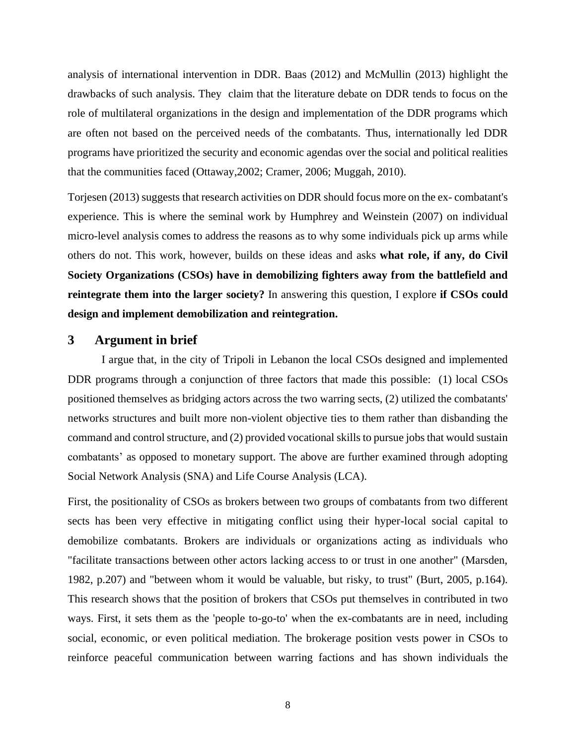analysis of international intervention in DDR. Baas (2012) and McMullin (2013) highlight the drawbacks of such analysis. They claim that the literature debate on DDR tends to focus on the role of multilateral organizations in the design and implementation of the DDR programs which are often not based on the perceived needs of the combatants. Thus, internationally led DDR programs have prioritized the security and economic agendas over the social and political realities that the communities faced (Ottaway,2002; Cramer, 2006; Muggah, 2010).

Torjesen (2013) suggests that research activities on DDR should focus more on the ex- combatant's experience. This is where the seminal work by Humphrey and Weinstein (2007) on individual micro-level analysis comes to address the reasons as to why some individuals pick up arms while others do not. This work, however, builds on these ideas and asks **what role, if any, do Civil Society Organizations (CSOs) have in demobilizing fighters away from the battlefield and reintegrate them into the larger society?** In answering this question, I explore **if CSOs could design and implement demobilization and reintegration.**

## 3 Argument in brief

I argue that, in the city of Tripoli in Lebanon the local CSOs designed and implemented DDR programs through a conjunction of three factors that made this possible: (1) local CSOs positioned themselves as bridging actors across the two warring sects, (2) utilized the combatants' networks structures and built more non-violent objective ties to them rather than disbanding the command and control structure, and (2) provided vocational skills to pursue jobs that would sustain combatants' as opposed to monetary support. The above are further examined through adopting Social Network Analysis (SNA) and Life Course Analysis (LCA).

First, the positionality of CSOs as brokers between two groups of combatants from two different sects has been very effective in mitigating conflict using their hyper-local social capital to demobilize combatants. Brokers are individuals or organizations acting as individuals who "facilitate transactions between other actors lacking access to or trust in one another" (Marsden, 1982, p.207) and "between whom it would be valuable, but risky, to trust" (Burt, 2005, p.164). This research shows that the position of brokers that CSOs put themselves in contributed in two ways. First, it sets them as the 'people to-go-to' when the ex-combatants are in need, including social, economic, or even political mediation. The brokerage position vests power in CSOs to reinforce peaceful communication between warring factions and has shown individuals the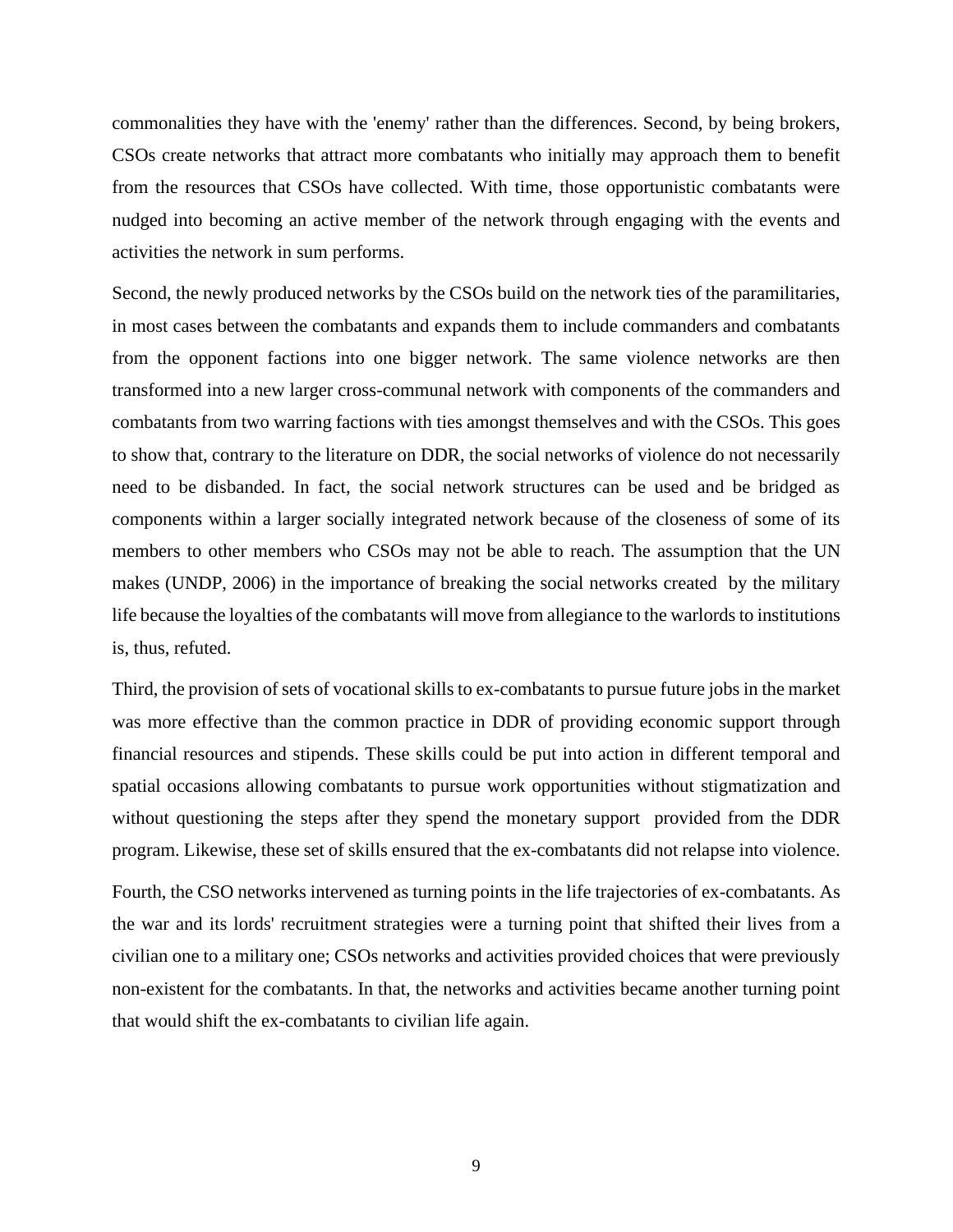commonalities they have with the 'enemy' rather than the differences. Second, by being brokers, CSOs create networks that attract more combatants who initially may approach them to benefit from the resources that CSOs have collected. With time, those opportunistic combatants were nudged into becoming an active member of the network through engaging with the events and activities the network in sum performs.

Second, the newly produced networks by the CSOs build on the network ties of the paramilitaries, in most cases between the combatants and expands them to include commanders and combatants from the opponent factions into one bigger network. The same violence networks are then transformed into a new larger cross-communal network with components of the commanders and combatants from two warring factions with ties amongst themselves and with the CSOs. This goes to show that, contrary to the literature on DDR, the social networks of violence do not necessarily need to be disbanded. In fact, the social network structures can be used and be bridged as components within a larger socially integrated network because of the closeness of some of its members to other members who CSOs may not be able to reach. The assumption that the UN makes (UNDP, 2006) in the importance of breaking the social networks created by the military life because the loyalties of the combatants will move from allegiance to the warlords to institutions is, thus, refuted.

Third, the provision of sets of vocational skills to ex-combatants to pursue future jobs in the market was more effective than the common practice in DDR of providing economic support through financial resources and stipends. These skills could be put into action in different temporal and spatial occasions allowing combatants to pursue work opportunities without stigmatization and without questioning the steps after they spend the monetary support provided from the DDR program. Likewise, these set of skills ensured that the ex-combatants did not relapse into violence.

Fourth, the CSO networks intervened as turning points in the life trajectories of ex-combatants. As the war and its lords' recruitment strategies were a turning point that shifted their lives from a civilian one to a military one; CSOs networks and activities provided choices that were previously non-existent for the combatants. In that, the networks and activities became another turning point that would shift the ex-combatants to civilian life again.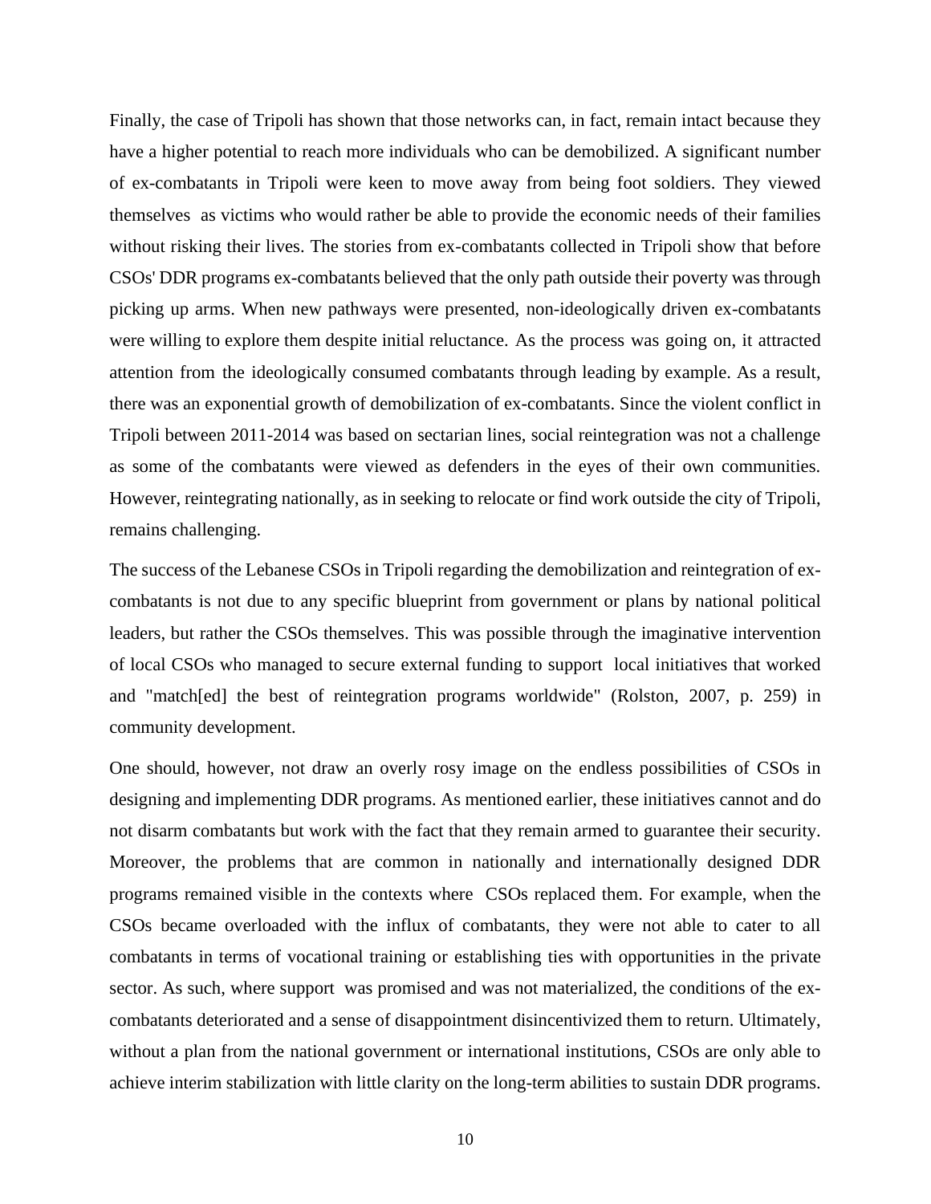Finally, the case of Tripoli has shown that those networks can, in fact, remain intact because they have a higher potential to reach more individuals who can be demobilized. A significant number of ex-combatants in Tripoli were keen to move away from being foot soldiers. They viewed themselves as victims who would rather be able to provide the economic needs of their families without risking their lives. The stories from ex-combatants collected in Tripoli show that before CSOs' DDR programs ex-combatants believed that the only path outside their poverty was through picking up arms. When new pathways were presented, non-ideologically driven ex-combatants were willing to explore them despite initial reluctance. As the process was going on, it attracted attention from the ideologically consumed combatants through leading by example. As a result, there was an exponential growth of demobilization of ex-combatants. Since the violent conflict in Tripoli between 2011-2014 was based on sectarian lines, social reintegration was not a challenge as some of the combatants were viewed as defenders in the eyes of their own communities. However, reintegrating nationally, as in seeking to relocate or find work outside the city of Tripoli, remains challenging.

The success of the Lebanese CSOs in Tripoli regarding the demobilization and reintegration of ex-combatants is not due to any specific blueprint from government or plans by national political leaders, but rather the CSOs themselves. This was possible through the imaginative intervention of local CSOs who managed to secure external funding to support local initiatives that worked and "match[ed] the best of reintegration programs worldwide" (Rolston, 2007, p. 259) in community development.

One should, however, not draw an overly rosy image on the endless possibilities of CSOs in designing and implementing DDR programs. As mentioned earlier, these initiatives cannot and do not disarm combatants but work with the fact that they remain armed to guarantee their security. Moreover, the problems that are common in nationally and internationally designed DDR programs remained visible in the contexts where CSOs replaced them. For example, when the CSOs became overloaded with the influx of combatants, they were not able to cater to all combatants in terms of vocational training or establishing ties with opportunities in the private sector. As such, where support was promised and was not materialized, the conditions of the ex-combatants deteriorated and a sense of disappointment disincentivized them to return. Ultimately, without a plan from the national government or international institutions, CSOs are only able to achieve interim stabilization with little clarity on the long-term abilities to sustain DDR programs.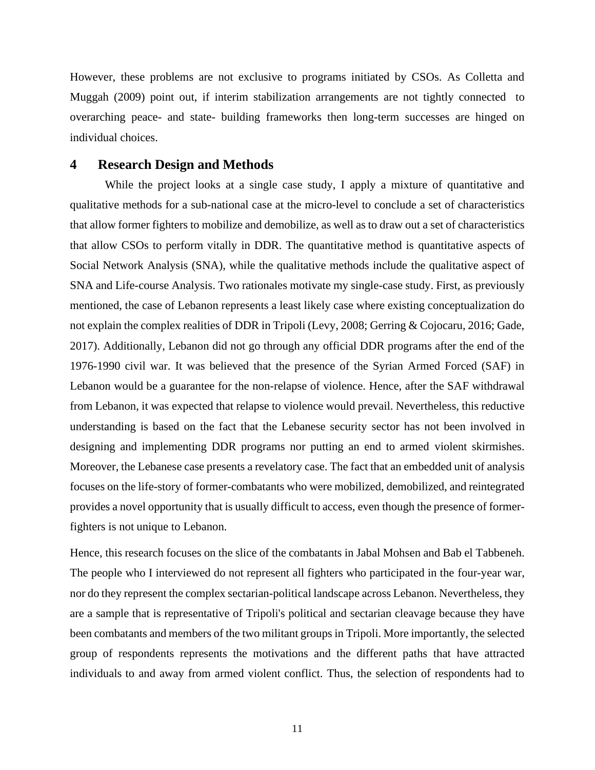However, these problems are not exclusive to programs initiated by CSOs. As Colletta and Muggah (2009) point out, if interim stabilization arrangements are not tightly connected to overarching peace- and state- building frameworks then long-term successes are hinged on individual choices.

# 4 Research Design and Methods

While the project looks at a single case study, I apply a mixture of quantitative and qualitative methods for a sub-national case at the micro-level to conclude a set of characteristics that allow former fighters to mobilize and demobilize, as well as to draw out a set of characteristics that allow CSOs to perform vitally in DDR. The quantitative method is quantitative aspects of Social Network Analysis (SNA), while the qualitative methods include the qualitative aspect of SNA and Life-course Analysis. Two rationales motivate my single-case study. First, as previously mentioned, the case of Lebanon represents a least likely case where existing conceptualization do not explain the complex realities of DDR in Tripoli (Levy, 2008; Gerring & Cojocaru, 2016; Gade, 2017). Additionally, Lebanon did not go through any official DDR programs after the end of the 1976-1990 civil war. It was believed that the presence of the Syrian Armed Forced (SAF) in Lebanon would be a guarantee for the non-relapse of violence. Hence, after the SAF withdrawal from Lebanon, it was expected that relapse to violence would prevail. Nevertheless, this reductive understanding is based on the fact that the Lebanese security sector has not been involved in designing and implementing DDR programs nor putting an end to armed violent skirmishes. Moreover, the Lebanese case presents a revelatory case. The fact that an embedded unit of analysis focuses on the life-story of former-combatants who were mobilized, demobilized, and reintegrated provides a novel opportunity that is usually difficult to access, even though the presence of former-fighters is not unique to Lebanon.

Hence, this research focuses on the slice of the combatants in Jabal Mohsen and Bab el Tabbeneh. The people who I interviewed do not represent all fighters who participated in the four-year war, nor do they represent the complex sectarian-political landscape across Lebanon. Nevertheless, they are a sample that is representative of Tripoli's political and sectarian cleavage because they have been combatants and members of the two militant groups in Tripoli. More importantly, the selected group of respondents represents the motivations and the different paths that have attracted individuals to and away from armed violent conflict. Thus, the selection of respondents had to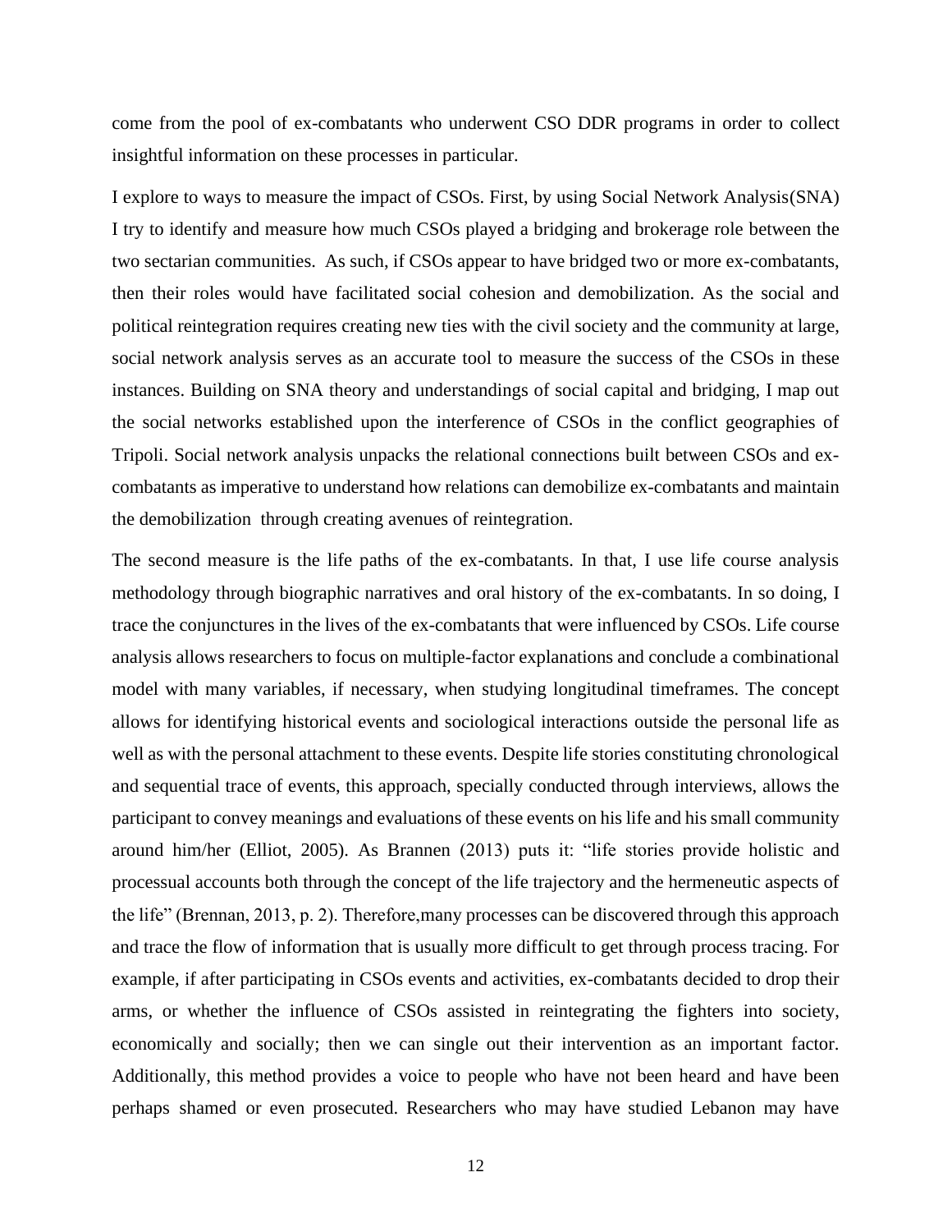come from the pool of ex-combatants who underwent CSO DDR programs in order to collect insightful information on these processes in particular.

I explore to ways to measure the impact of CSOs. First, by using Social Network Analysis(SNA) I try to identify and measure how much CSOs played a bridging and brokerage role between the two sectarian communities. As such, if CSOs appear to have bridged two or more ex-combatants, then their roles would have facilitated social cohesion and demobilization. As the social and political reintegration requires creating new ties with the civil society and the community at large, social network analysis serves as an accurate tool to measure the success of the CSOs in these instances. Building on SNA theory and understandings of social capital and bridging, I map out the social networks established upon the interference of CSOs in the conflict geographies of Tripoli. Social network analysis unpacks the relational connections built between CSOs and ex-combatants as imperative to understand how relations can demobilize ex-combatants and maintain the demobilization through creating avenues of reintegration.

The second measure is the life paths of the ex-combatants. In that, I use life course analysis methodology through biographic narratives and oral history of the ex-combatants. In so doing, I trace the conjunctures in the lives of the ex-combatants that were influenced by CSOs. Life course analysis allows researchers to focus on multiple-factor explanations and conclude a combinational model with many variables, if necessary, when studying longitudinal timeframes. The concept allows for identifying historical events and sociological interactions outside the personal life as well as with the personal attachment to these events. Despite life stories constituting chronological and sequential trace of events, this approach, specially conducted through interviews, allows the participant to convey meanings and evaluations of these events on his life and his small community around him/her (Elliot, 2005). As Brannen (2013) puts it: "life stories provide holistic and processual accounts both through the concept of the life trajectory and the hermeneutic aspects of the life" (Brennan, 2013, p. 2). Therefore,many processes can be discovered through this approach and trace the flow of information that is usually more difficult to get through process tracing. For example, if after participating in CSOs events and activities, ex-combatants decided to drop their arms, or whether the influence of CSOs assisted in reintegrating the fighters into society, economically and socially; then we can single out their intervention as an important factor. Additionally, this method provides a voice to people who have not been heard and have been perhaps shamed or even prosecuted. Researchers who may have studied Lebanon may have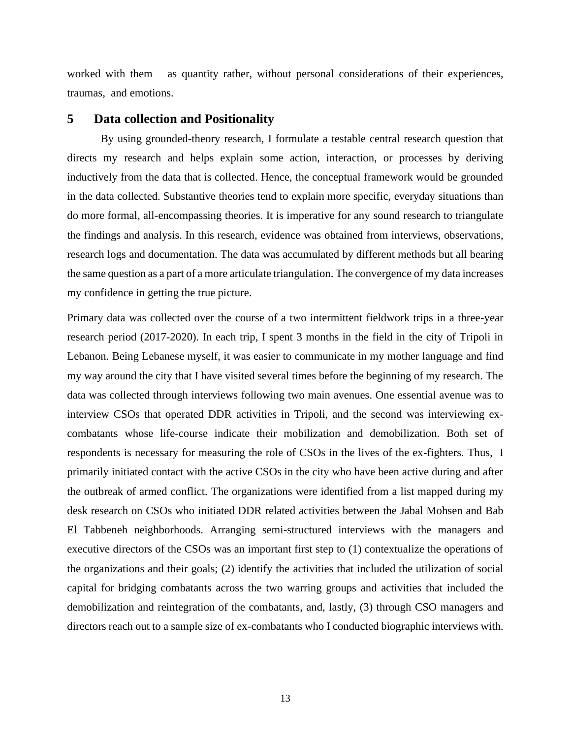worked with them as quantity rather, without personal considerations of their experiences, traumas, and emotions.

## 5 Data collection and Positionality

By using grounded-theory research, I formulate a testable central research question that directs my research and helps explain some action, interaction, or processes by deriving inductively from the data that is collected. Hence, the conceptual framework would be grounded in the data collected. Substantive theories tend to explain more specific, everyday situations than do more formal, all-encompassing theories. It is imperative for any sound research to triangulate the findings and analysis. In this research, evidence was obtained from interviews, observations, research logs and documentation. The data was accumulated by different methods but all bearing the same question as a part of a more articulate triangulation. The convergence of my data increases my confidence in getting the true picture.

Primary data was collected over the course of a two intermittent fieldwork trips in a three-year research period (2017-2020). In each trip, I spent 3 months in the field in the city of Tripoli in Lebanon. Being Lebanese myself, it was easier to communicate in my mother language and find my way around the city that I have visited several times before the beginning of my research. The data was collected through interviews following two main avenues. One essential avenue was to interview CSOs that operated DDR activities in Tripoli, and the second was interviewing ex-combatants whose life-course indicate their mobilization and demobilization. Both set of respondents is necessary for measuring the role of CSOs in the lives of the ex-fighters. Thus, I primarily initiated contact with the active CSOs in the city who have been active during and after the outbreak of armed conflict. The organizations were identified from a list mapped during my desk research on CSOs who initiated DDR related activities between the Jabal Mohsen and Bab El Tabbeneh neighborhoods. Arranging semi-structured interviews with the managers and executive directors of the CSOs was an important first step to (1) contextualize the operations of the organizations and their goals; (2) identify the activities that included the utilization of social capital for bridging combatants across the two warring groups and activities that included the demobilization and reintegration of the combatants, and, lastly, (3) through CSO managers and directors reach out to a sample size of ex-combatants who I conducted biographic interviews with.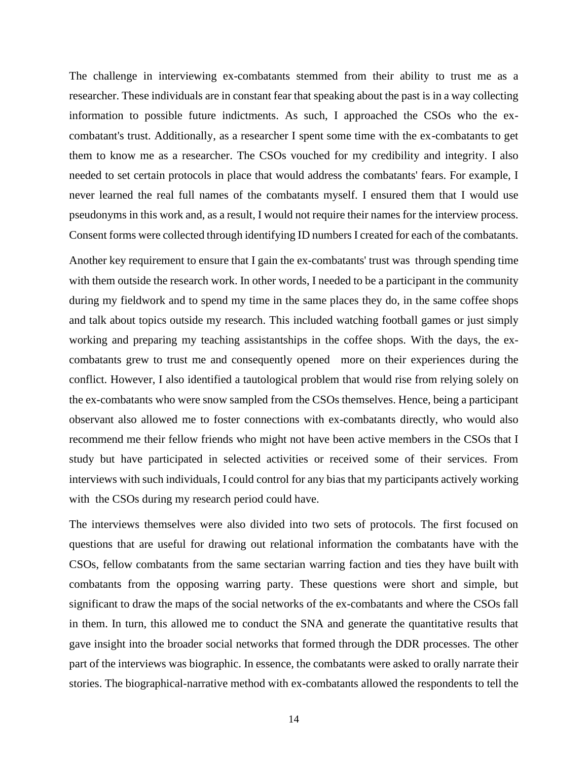The challenge in interviewing ex-combatants stemmed from their ability to trust me as a researcher. These individuals are in constant fear that speaking about the past is in a way collecting information to possible future indictments. As such, I approached the CSOs who the ex-combatant's trust. Additionally, as a researcher I spent some time with the ex-combatants to get them to know me as a researcher. The CSOs vouched for my credibility and integrity. I also needed to set certain protocols in place that would address the combatants' fears. For example, I never learned the real full names of the combatants myself. I ensured them that I would use pseudonyms in this work and, as a result, I would not require their names for the interview process. Consent forms were collected through identifying ID numbers I created for each of the combatants.

Another key requirement to ensure that I gain the ex-combatants' trust was through spending time with them outside the research work. In other words, I needed to be a participant in the community during my fieldwork and to spend my time in the same places they do, in the same coffee shops and talk about topics outside my research. This included watching football games or just simply working and preparing my teaching assistantships in the coffee shops. With the days, the ex-combatants grew to trust me and consequently opened more on their experiences during the conflict. However, I also identified a tautological problem that would rise from relying solely on the ex-combatants who were snow sampled from the CSOs themselves. Hence, being a participant observant also allowed me to foster connections with ex-combatants directly, who would also recommend me their fellow friends who might not have been active members in the CSOs that I study but have participated in selected activities or received some of their services. From interviews with such individuals, I could control for any bias that my participants actively working with the CSOs during my research period could have.

The interviews themselves were also divided into two sets of protocols. The first focused on questions that are useful for drawing out relational information the combatants have with the CSOs, fellow combatants from the same sectarian warring faction and ties they have built with combatants from the opposing warring party. These questions were short and simple, but significant to draw the maps of the social networks of the ex-combatants and where the CSOs fall in them. In turn, this allowed me to conduct the SNA and generate the quantitative results that gave insight into the broader social networks that formed through the DDR processes. The other part of the interviews was biographic. In essence, the combatants were asked to orally narrate their stories. The biographical-narrative method with ex-combatants allowed the respondents to tell the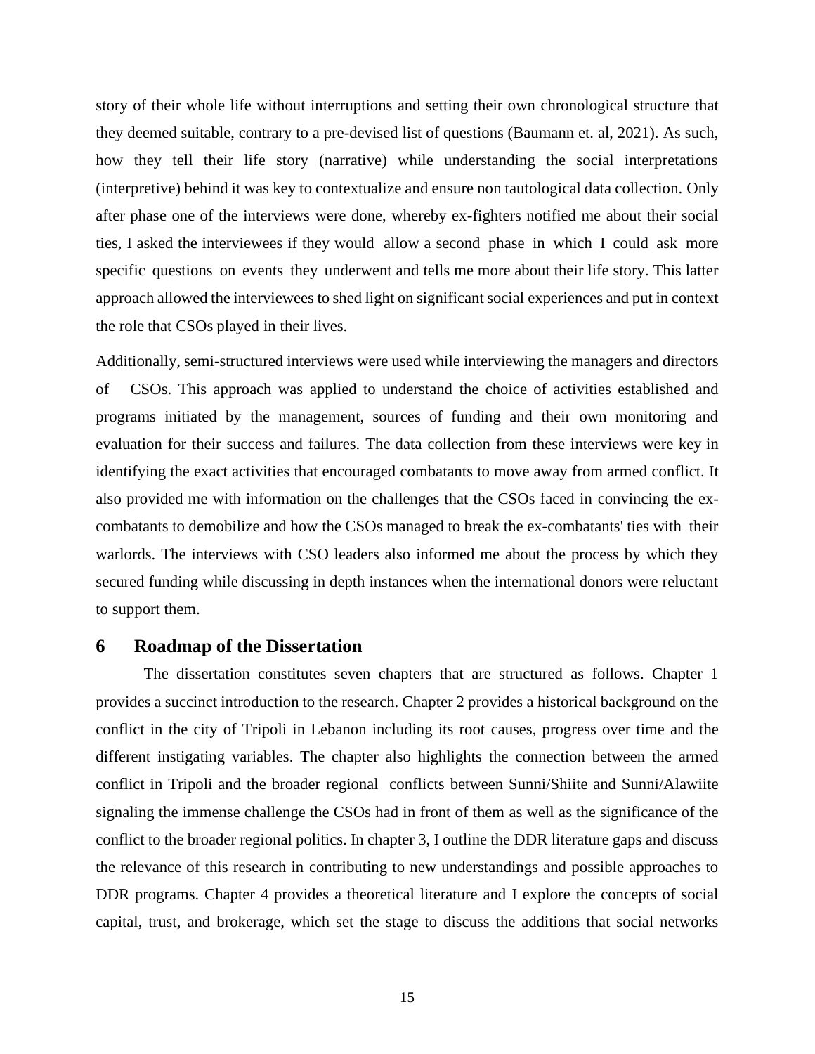story of their whole life without interruptions and setting their own chronological structure that they deemed suitable, contrary to a pre-devised list of questions (Baumann et. al, 2021). As such, how they tell their life story (narrative) while understanding the social interpretations (interpretive) behind it was key to contextualize and ensure non tautological data collection. Only after phase one of the interviews were done, whereby ex-fighters notified me about their social ties, I asked the interviewees if they would allow a second phase in which I could ask more specific questions on events they underwent and tells me more about their life story. This latter approach allowed the interviewees to shed light on significant social experiences and put in context the role that CSOs played in their lives.

Additionally, semi-structured interviews were used while interviewing the managers and directors of CSOs. This approach was applied to understand the choice of activities established and programs initiated by the management, sources of funding and their own monitoring and evaluation for their success and failures. The data collection from these interviews were key in identifying the exact activities that encouraged combatants to move away from armed conflict. It also provided me with information on the challenges that the CSOs faced in convincing the ex-combatants to demobilize and how the CSOs managed to break the ex-combatants' ties with their warlords. The interviews with CSO leaders also informed me about the process by which they secured funding while discussing in depth instances when the international donors were reluctant to support them.

## 6 Roadmap of the Dissertation

The dissertation constitutes seven chapters that are structured as follows. Chapter 1 provides a succinct introduction to the research. Chapter 2 provides a historical background on the conflict in the city of Tripoli in Lebanon including its root causes, progress over time and the different instigating variables. The chapter also highlights the connection between the armed conflict in Tripoli and the broader regional conflicts between Sunni/Shiite and Sunni/Alawiite signaling the immense challenge the CSOs had in front of them as well as the significance of the conflict to the broader regional politics. In chapter 3, I outline the DDR literature gaps and discuss the relevance of this research in contributing to new understandings and possible approaches to DDR programs. Chapter 4 provides a theoretical literature and I explore the concepts of social capital, trust, and brokerage, which set the stage to discuss the additions that social networks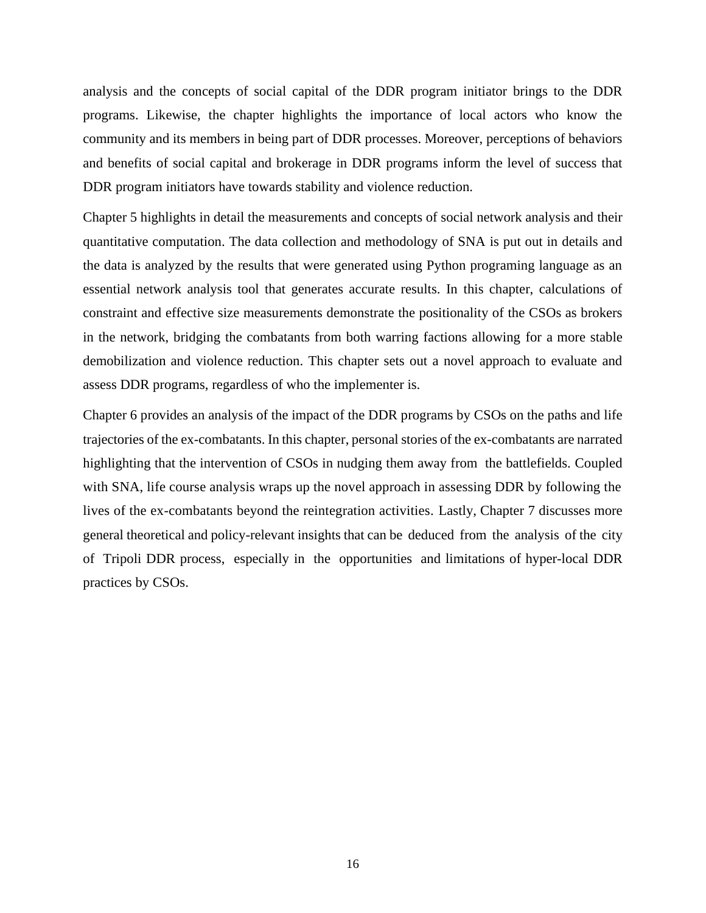analysis and the concepts of social capital of the DDR program initiator brings to the DDR programs. Likewise, the chapter highlights the importance of local actors who know the community and its members in being part of DDR processes. Moreover, perceptions of behaviors and benefits of social capital and brokerage in DDR programs inform the level of success that DDR program initiators have towards stability and violence reduction.

Chapter 5 highlights in detail the measurements and concepts of social network analysis and their quantitative computation. The data collection and methodology of SNA is put out in details and the data is analyzed by the results that were generated using Python programing language as an essential network analysis tool that generates accurate results. In this chapter, calculations of constraint and effective size measurements demonstrate the positionality of the CSOs as brokers in the network, bridging the combatants from both warring factions allowing for a more stable demobilization and violence reduction. This chapter sets out a novel approach to evaluate and assess DDR programs, regardless of who the implementer is.

Chapter 6 provides an analysis of the impact of the DDR programs by CSOs on the paths and life trajectories of the ex-combatants. In this chapter, personal stories of the ex-combatants are narrated highlighting that the intervention of CSOs in nudging them away from the battlefields. Coupled with SNA, life course analysis wraps up the novel approach in assessing DDR by following the lives of the ex-combatants beyond the reintegration activities. Lastly, Chapter 7 discusses more general theoretical and policy-relevant insights that can be deduced from the analysis of the city of Tripoli DDR process, especially in the opportunities and limitations of hyper-local DDR practices by CSOs.